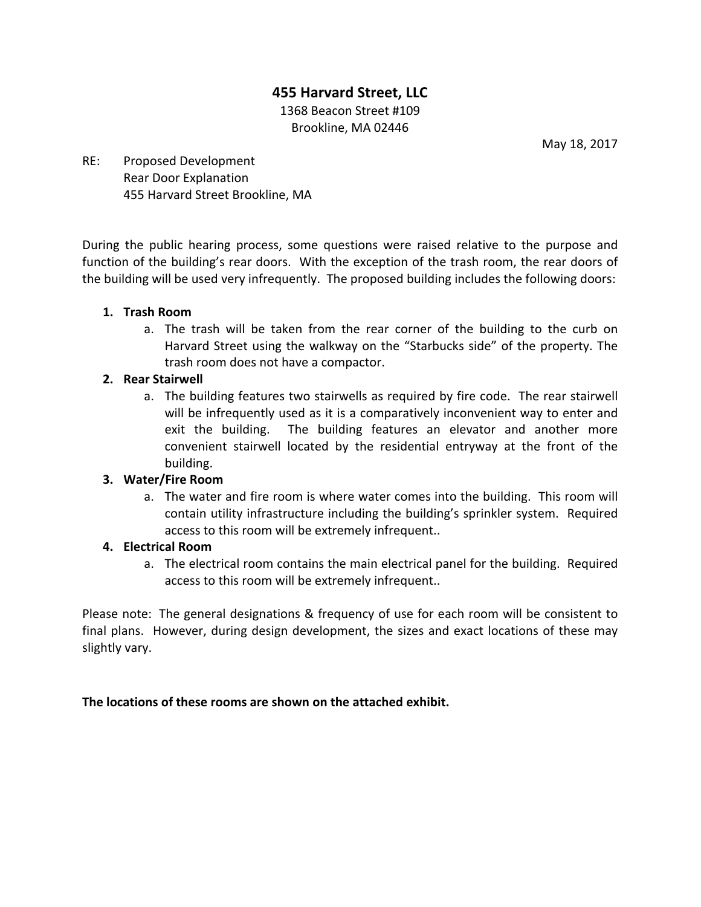## 455 Harvard Street, LLC

1368 Beacon Street #109
Brookline, MA 02446

May 18, 2017

RE: Proposed Development
Rear Door Explanation
455 Harvard Street Brookline, MA

During the public hearing process, some questions were raised relative to the purpose and function of the building's rear doors. With the exception of the trash room, the rear doors of the building will be used very infrequently. The proposed building includes the following doors:

1. **Trash Room**
   a. The trash will be taken from the rear corner of the building to the curb on Harvard Street using the walkway on the "Starbucks side" of the property. The trash room does not have a compactor.
2. **Rear Stairwell**
   a. The building features two stairwells as required by fire code. The rear stairwell will be infrequently used as it is a comparatively inconvenient way to enter and exit the building. The building features an elevator and another more convenient stairwell located by the residential entryway at the front of the building.
3. **Water/Fire Room**
   a. The water and fire room is where water comes into the building. This room will contain utility infrastructure including the building's sprinkler system. Required access to this room will be extremely infrequent..
4. **Electrical Room**
   a. The electrical room contains the main electrical panel for the building. Required access to this room will be extremely infrequent..

Please note: The general designations & frequency of use for each room will be consistent to final plans. However, during design development, the sizes and exact locations of these may slightly vary.

**The locations of these rooms are shown on the attached exhibit.**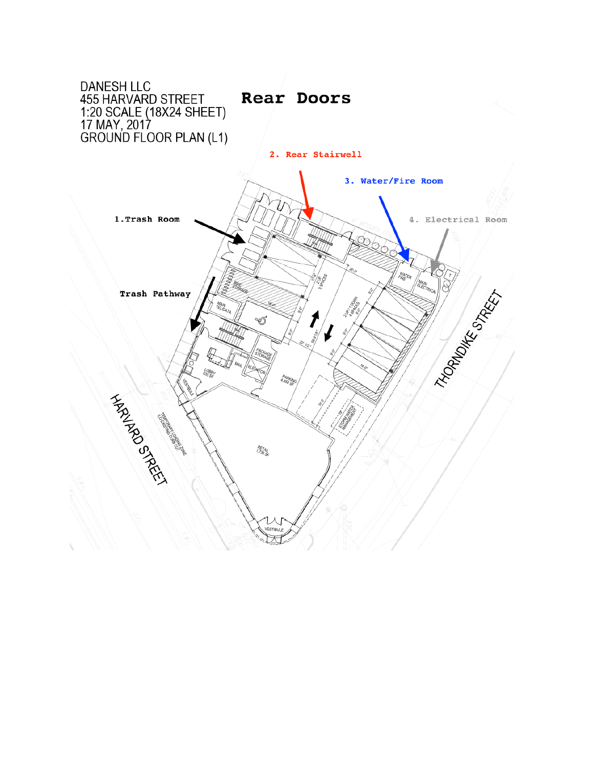DANESH LLC
455 HARVARD STREET
1:20 SCALE (18X24 SHEET)
17 MAY, 2017
GROUND FLOOR PLAN (L1)

# Rear Doors

1. Trash Room

2. Rear Stairwell

3. Water/Fire Room

4. Electrical Room

Trash Pathway

HARVARD STREET

THORNDIKE STREET